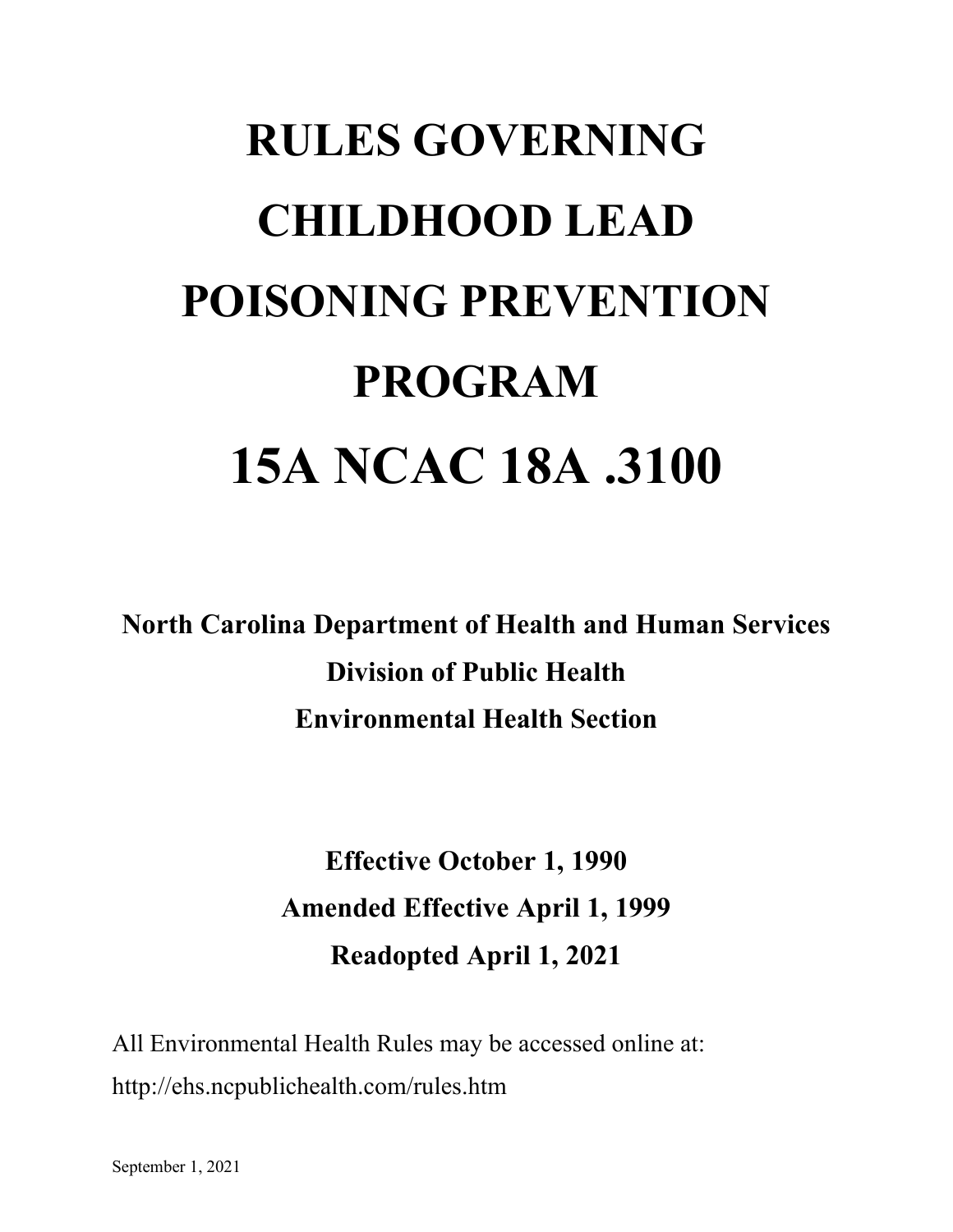# RULES GOVERNING CHILDHOOD LEAD POISONING PREVENTION PROGRAM

# 15A NCAC 18A .3100

**North Carolina Department of Health and Human Services**

**Division of Public Health**

**Environmental Health Section**

**Effective October 1, 1990**

**Amended Effective April 1, 1999**

**Readopted April 1, 2021**

All Environmental Health Rules may be accessed online at:
http://ehs.ncpublichealth.com/rules.htm

September 1, 2021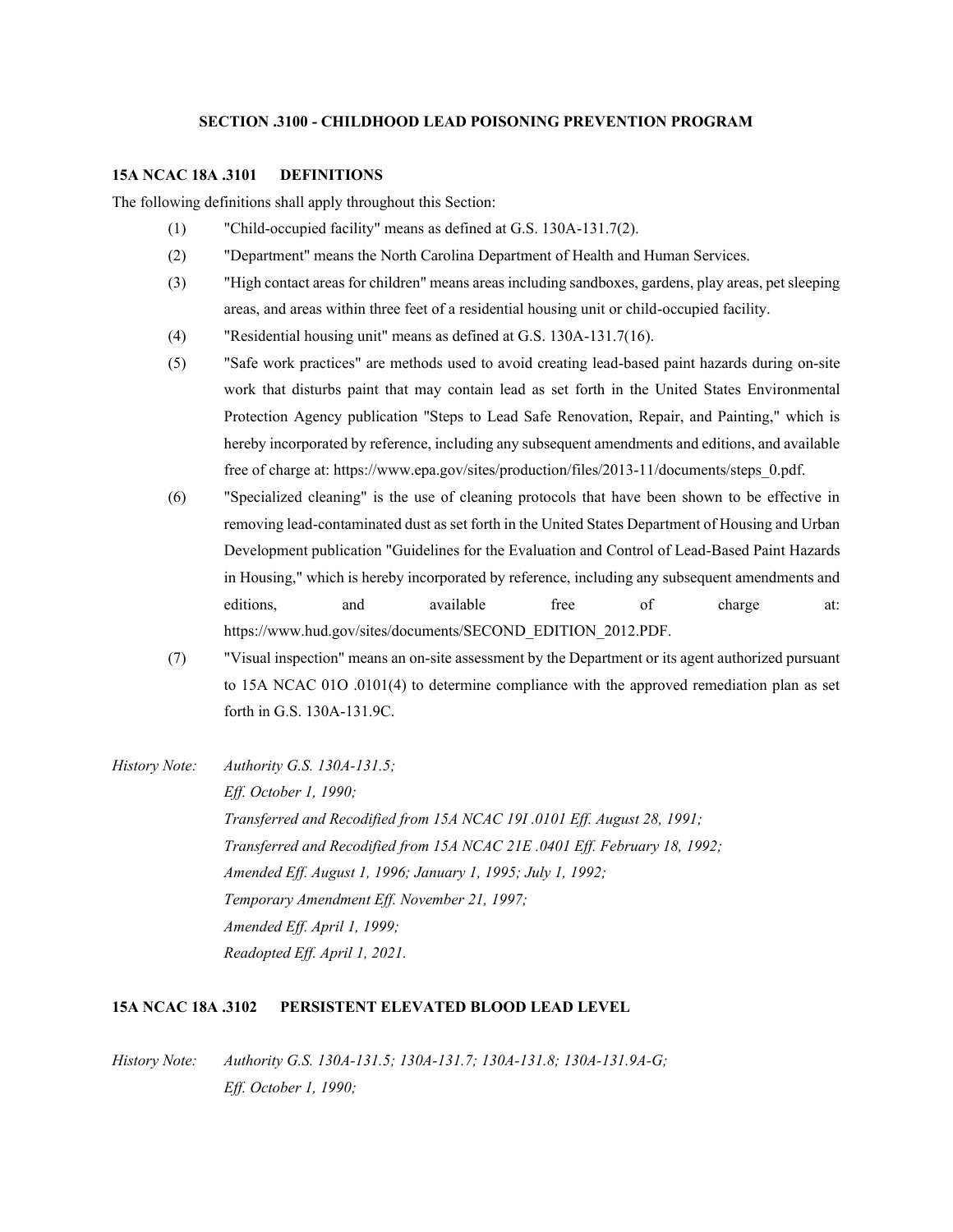## SECTION .3100 - CHILDHOOD LEAD POISONING PREVENTION PROGRAM

### 15A NCAC 18A .3101 DEFINITIONS

The following definitions shall apply throughout this Section:

(1) "Child-occupied facility" means as defined at G.S. 130A-131.7(2).

(2) "Department" means the North Carolina Department of Health and Human Services.

(3) "High contact areas for children" means areas including sandboxes, gardens, play areas, pet sleeping areas, and areas within three feet of a residential housing unit or child-occupied facility.

(4) "Residential housing unit" means as defined at G.S. 130A-131.7(16).

(5) "Safe work practices" are methods used to avoid creating lead-based paint hazards during on-site work that disturbs paint that may contain lead as set forth in the United States Environmental Protection Agency publication "Steps to Lead Safe Renovation, Repair, and Painting," which is hereby incorporated by reference, including any subsequent amendments and editions, and available free of charge at: https://www.epa.gov/sites/production/files/2013-11/documents/steps_0.pdf.

(6) "Specialized cleaning" is the use of cleaning protocols that have been shown to be effective in removing lead-contaminated dust as set forth in the United States Department of Housing and Urban Development publication "Guidelines for the Evaluation and Control of Lead-Based Paint Hazards in Housing," which is hereby incorporated by reference, including any subsequent amendments and editions, and available free of charge at: https://www.hud.gov/sites/documents/SECOND_EDITION_2012.PDF.

(7) "Visual inspection" means an on-site assessment by the Department or its agent authorized pursuant to 15A NCAC 01O .0101(4) to determine compliance with the approved remediation plan as set forth in G.S. 130A-131.9C.

*History Note: Authority G.S. 130A-131.5;*
*Eff. October 1, 1990;*
*Transferred and Recodified from 15A NCAC 19I .0101 Eff. August 28, 1991;*
*Transferred and Recodified from 15A NCAC 21E .0401 Eff. February 18, 1992;*
*Amended Eff. August 1, 1996; January 1, 1995; July 1, 1992;*
*Temporary Amendment Eff. November 21, 1997;*
*Amended Eff. April 1, 1999;*
*Readopted Eff. April 1, 2021.*

### 15A NCAC 18A .3102 PERSISTENT ELEVATED BLOOD LEAD LEVEL

*History Note: Authority G.S. 130A-131.5; 130A-131.7; 130A-131.8; 130A-131.9A-G;*
*Eff. October 1, 1990;*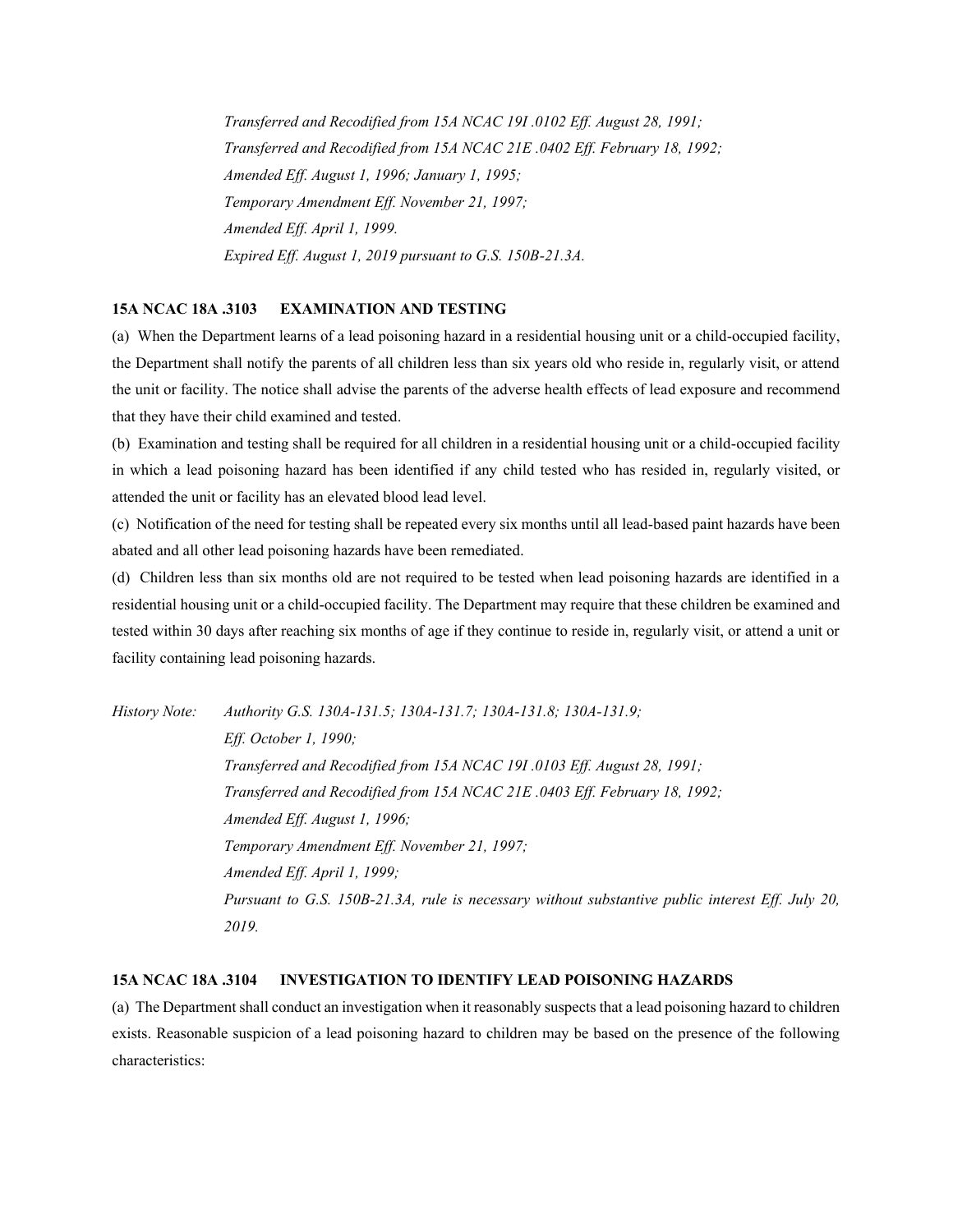*Transferred and Recodified from 15A NCAC 19I .0102 Eff. August 28, 1991;*
*Transferred and Recodified from 15A NCAC 21E .0402 Eff. February 18, 1992;*
*Amended Eff. August 1, 1996; January 1, 1995;*
*Temporary Amendment Eff. November 21, 1997;*
*Amended Eff. April 1, 1999.*
*Expired Eff. August 1, 2019 pursuant to G.S. 150B-21.3A.*

**15A NCAC 18A .3103 EXAMINATION AND TESTING**

(a) When the Department learns of a lead poisoning hazard in a residential housing unit or a child-occupied facility, the Department shall notify the parents of all children less than six years old who reside in, regularly visit, or attend the unit or facility. The notice shall advise the parents of the adverse health effects of lead exposure and recommend that they have their child examined and tested.

(b) Examination and testing shall be required for all children in a residential housing unit or a child-occupied facility in which a lead poisoning hazard has been identified if any child tested who has resided in, regularly visited, or attended the unit or facility has an elevated blood lead level.

(c) Notification of the need for testing shall be repeated every six months until all lead-based paint hazards have been abated and all other lead poisoning hazards have been remediated.

(d) Children less than six months old are not required to be tested when lead poisoning hazards are identified in a residential housing unit or a child-occupied facility. The Department may require that these children be examined and tested within 30 days after reaching six months of age if they continue to reside in, regularly visit, or attend a unit or facility containing lead poisoning hazards.

*History Note: Authority G.S. 130A-131.5; 130A-131.7; 130A-131.8; 130A-131.9;*
*Eff. October 1, 1990;*
*Transferred and Recodified from 15A NCAC 19I .0103 Eff. August 28, 1991;*
*Transferred and Recodified from 15A NCAC 21E .0403 Eff. February 18, 1992;*
*Amended Eff. August 1, 1996;*
*Temporary Amendment Eff. November 21, 1997;*
*Amended Eff. April 1, 1999;*
*Pursuant to G.S. 150B-21.3A, rule is necessary without substantive public interest Eff. July 20, 2019.*

**15A NCAC 18A .3104 INVESTIGATION TO IDENTIFY LEAD POISONING HAZARDS**

(a) The Department shall conduct an investigation when it reasonably suspects that a lead poisoning hazard to children exists. Reasonable suspicion of a lead poisoning hazard to children may be based on the presence of the following characteristics: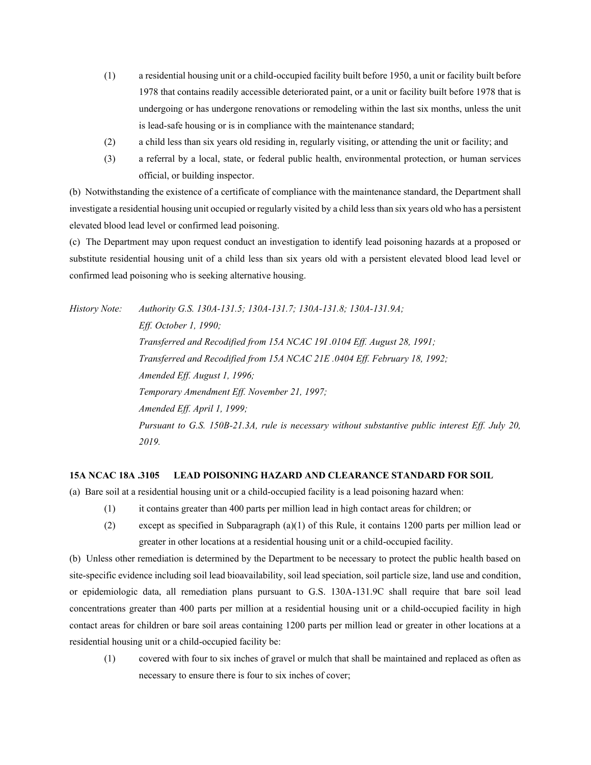(1) a residential housing unit or a child-occupied facility built before 1950, a unit or facility built before 1978 that contains readily accessible deteriorated paint, or a unit or facility built before 1978 that is undergoing or has undergone renovations or remodeling within the last six months, unless the unit is lead-safe housing or is in compliance with the maintenance standard;

(2) a child less than six years old residing in, regularly visiting, or attending the unit or facility; and

(3) a referral by a local, state, or federal public health, environmental protection, or human services official, or building inspector.

(b) Notwithstanding the existence of a certificate of compliance with the maintenance standard, the Department shall investigate a residential housing unit occupied or regularly visited by a child less than six years old who has a persistent elevated blood lead level or confirmed lead poisoning.

(c) The Department may upon request conduct an investigation to identify lead poisoning hazards at a proposed or substitute residential housing unit of a child less than six years old with a persistent elevated blood lead level or confirmed lead poisoning who is seeking alternative housing.

*History Note: Authority G.S. 130A-131.5; 130A-131.7; 130A-131.8; 130A-131.9A;*
*Eff. October 1, 1990;*
*Transferred and Recodified from 15A NCAC 19I .0104 Eff. August 28, 1991;*
*Transferred and Recodified from 15A NCAC 21E .0404 Eff. February 18, 1992;*
*Amended Eff. August 1, 1996;*
*Temporary Amendment Eff. November 21, 1997;*
*Amended Eff. April 1, 1999;*
*Pursuant to G.S. 150B-21.3A, rule is necessary without substantive public interest Eff. July 20, 2019.*

**15A NCAC 18A .3105 LEAD POISONING HAZARD AND CLEARANCE STANDARD FOR SOIL**

(a) Bare soil at a residential housing unit or a child-occupied facility is a lead poisoning hazard when:

(1) it contains greater than 400 parts per million lead in high contact areas for children; or

(2) except as specified in Subparagraph (a)(1) of this Rule, it contains 1200 parts per million lead or greater in other locations at a residential housing unit or a child-occupied facility.

(b) Unless other remediation is determined by the Department to be necessary to protect the public health based on site-specific evidence including soil lead bioavailability, soil lead speciation, soil particle size, land use and condition, or epidemiologic data, all remediation plans pursuant to G.S. 130A-131.9C shall require that bare soil lead concentrations greater than 400 parts per million at a residential housing unit or a child-occupied facility in high contact areas for children or bare soil areas containing 1200 parts per million lead or greater in other locations at a residential housing unit or a child-occupied facility be:

(1) covered with four to six inches of gravel or mulch that shall be maintained and replaced as often as necessary to ensure there is four to six inches of cover;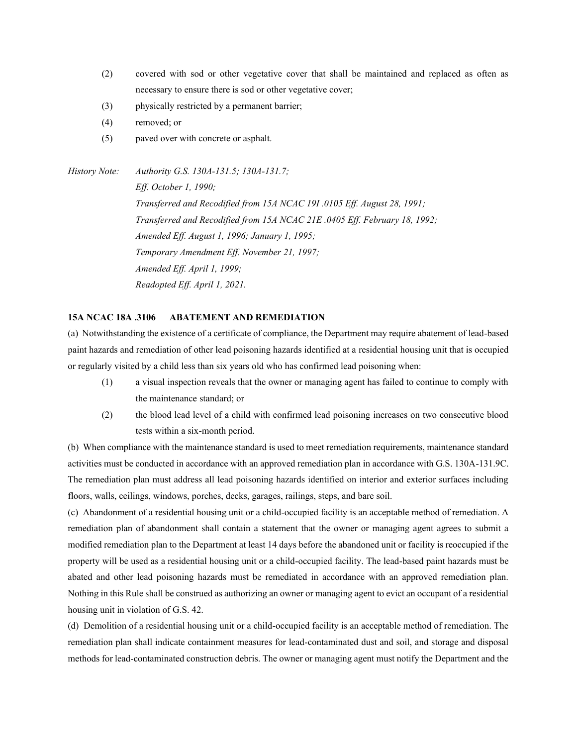(2) covered with sod or other vegetative cover that shall be maintained and replaced as often as necessary to ensure there is sod or other vegetative cover;

(3) physically restricted by a permanent barrier;

(4) removed; or

(5) paved over with concrete or asphalt.

*History Note: Authority G.S. 130A-131.5; 130A-131.7;*
*Eff. October 1, 1990;*
*Transferred and Recodified from 15A NCAC 19I .0105 Eff. August 28, 1991;*
*Transferred and Recodified from 15A NCAC 21E .0405 Eff. February 18, 1992;*
*Amended Eff. August 1, 1996; January 1, 1995;*
*Temporary Amendment Eff. November 21, 1997;*
*Amended Eff. April 1, 1999;*
*Readopted Eff. April 1, 2021.*

**15A NCAC 18A .3106 ABATEMENT AND REMEDIATION**

(a) Notwithstanding the existence of a certificate of compliance, the Department may require abatement of lead-based paint hazards and remediation of other lead poisoning hazards identified at a residential housing unit that is occupied or regularly visited by a child less than six years old who has confirmed lead poisoning when:

(1) a visual inspection reveals that the owner or managing agent has failed to continue to comply with the maintenance standard; or

(2) the blood lead level of a child with confirmed lead poisoning increases on two consecutive blood tests within a six-month period.

(b) When compliance with the maintenance standard is used to meet remediation requirements, maintenance standard activities must be conducted in accordance with an approved remediation plan in accordance with G.S. 130A-131.9C. The remediation plan must address all lead poisoning hazards identified on interior and exterior surfaces including floors, walls, ceilings, windows, porches, decks, garages, railings, steps, and bare soil.

(c) Abandonment of a residential housing unit or a child-occupied facility is an acceptable method of remediation. A remediation plan of abandonment shall contain a statement that the owner or managing agent agrees to submit a modified remediation plan to the Department at least 14 days before the abandoned unit or facility is reoccupied if the property will be used as a residential housing unit or a child-occupied facility. The lead-based paint hazards must be abated and other lead poisoning hazards must be remediated in accordance with an approved remediation plan. Nothing in this Rule shall be construed as authorizing an owner or managing agent to evict an occupant of a residential housing unit in violation of G.S. 42.

(d) Demolition of a residential housing unit or a child-occupied facility is an acceptable method of remediation. The remediation plan shall indicate containment measures for lead-contaminated dust and soil, and storage and disposal methods for lead-contaminated construction debris. The owner or managing agent must notify the Department and the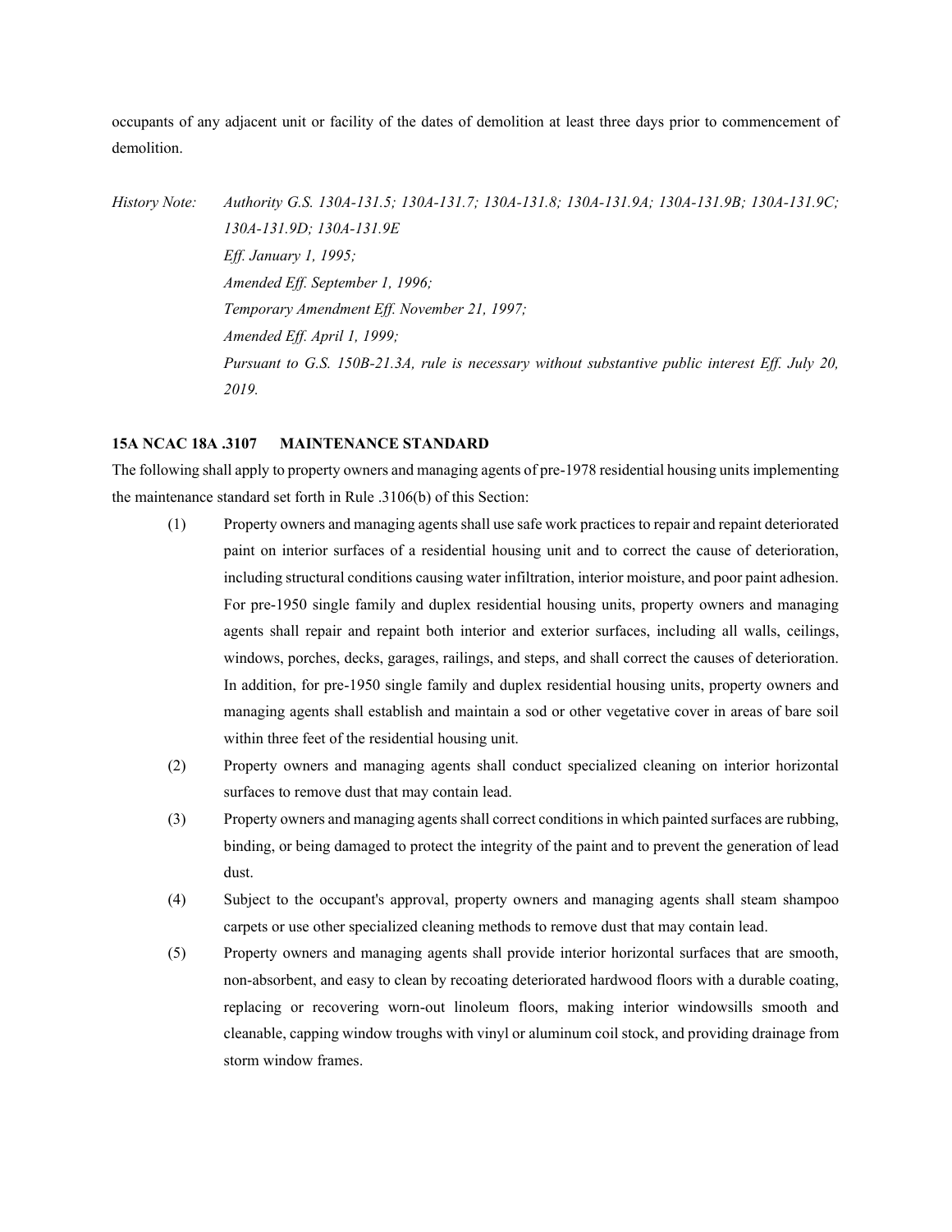occupants of any adjacent unit or facility of the dates of demolition at least three days prior to commencement of demolition.

*History Note: Authority G.S. 130A-131.5; 130A-131.7; 130A-131.8; 130A-131.9A; 130A-131.9B; 130A-131.9C; 130A-131.9D; 130A-131.9E*
*Eff. January 1, 1995;*
*Amended Eff. September 1, 1996;*
*Temporary Amendment Eff. November 21, 1997;*
*Amended Eff. April 1, 1999;*
*Pursuant to G.S. 150B-21.3A, rule is necessary without substantive public interest Eff. July 20, 2019.*

**15A NCAC 18A .3107 MAINTENANCE STANDARD**

The following shall apply to property owners and managing agents of pre-1978 residential housing units implementing the maintenance standard set forth in Rule .3106(b) of this Section:

(1) Property owners and managing agents shall use safe work practices to repair and repaint deteriorated paint on interior surfaces of a residential housing unit and to correct the cause of deterioration, including structural conditions causing water infiltration, interior moisture, and poor paint adhesion. For pre-1950 single family and duplex residential housing units, property owners and managing agents shall repair and repaint both interior and exterior surfaces, including all walls, ceilings, windows, porches, decks, garages, railings, and steps, and shall correct the causes of deterioration. In addition, for pre-1950 single family and duplex residential housing units, property owners and managing agents shall establish and maintain a sod or other vegetative cover in areas of bare soil within three feet of the residential housing unit.

(2) Property owners and managing agents shall conduct specialized cleaning on interior horizontal surfaces to remove dust that may contain lead.

(3) Property owners and managing agents shall correct conditions in which painted surfaces are rubbing, binding, or being damaged to protect the integrity of the paint and to prevent the generation of lead dust.

(4) Subject to the occupant's approval, property owners and managing agents shall steam shampoo carpets or use other specialized cleaning methods to remove dust that may contain lead.

(5) Property owners and managing agents shall provide interior horizontal surfaces that are smooth, non-absorbent, and easy to clean by recoating deteriorated hardwood floors with a durable coating, replacing or recovering worn-out linoleum floors, making interior windowsills smooth and cleanable, capping window troughs with vinyl or aluminum coil stock, and providing drainage from storm window frames.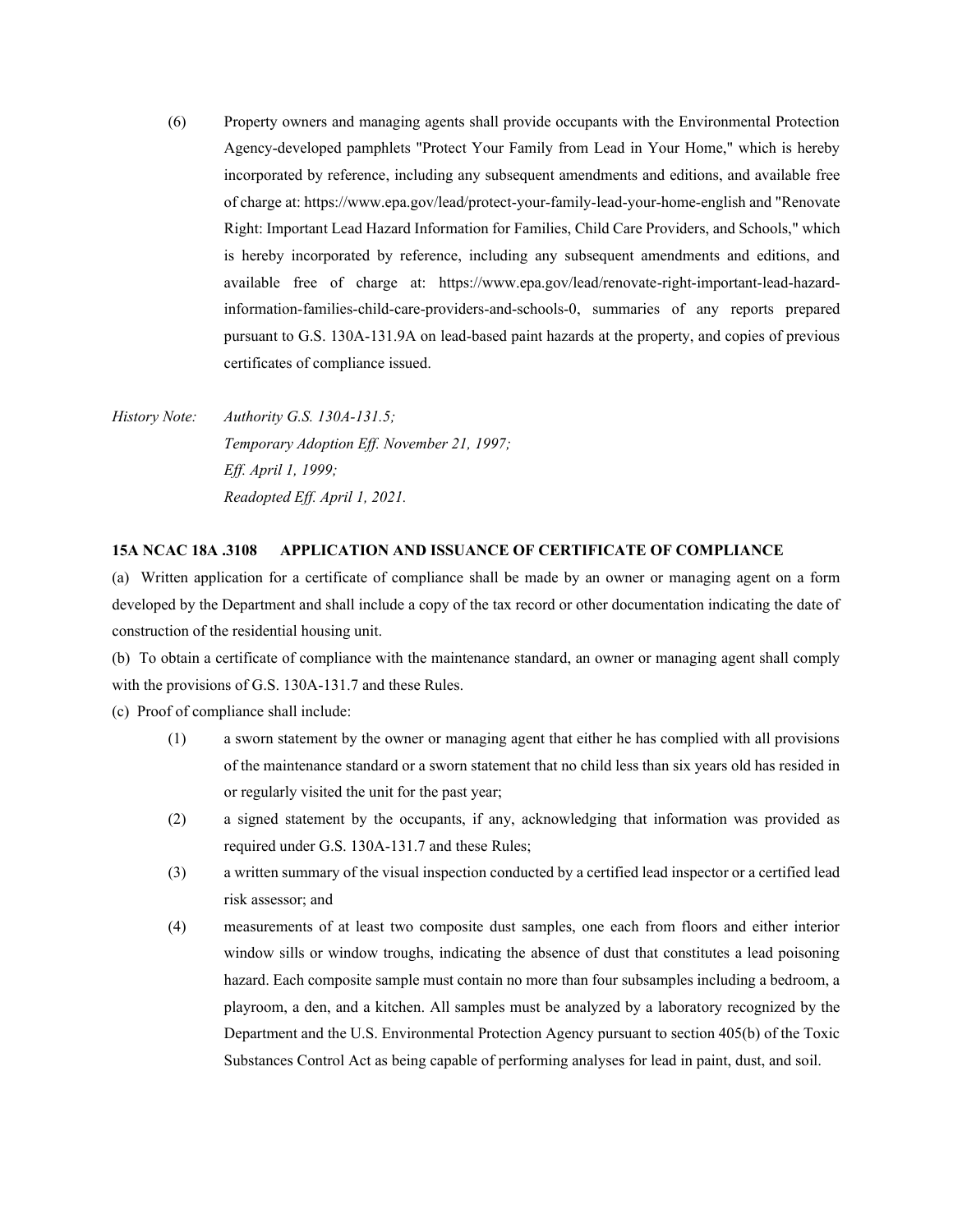(6) Property owners and managing agents shall provide occupants with the Environmental Protection Agency-developed pamphlets "Protect Your Family from Lead in Your Home," which is hereby incorporated by reference, including any subsequent amendments and editions, and available free of charge at: https://www.epa.gov/lead/protect-your-family-lead-your-home-english and "Renovate Right: Important Lead Hazard Information for Families, Child Care Providers, and Schools," which is hereby incorporated by reference, including any subsequent amendments and editions, and available free of charge at: https://www.epa.gov/lead/renovate-right-important-lead-hazard-information-families-child-care-providers-and-schools-0, summaries of any reports prepared pursuant to G.S. 130A-131.9A on lead-based paint hazards at the property, and copies of previous certificates of compliance issued.

*History Note: Authority G.S. 130A-131.5;*
*Temporary Adoption Eff. November 21, 1997;*
*Eff. April 1, 1999;*
*Readopted Eff. April 1, 2021.*

**15A NCAC 18A .3108 APPLICATION AND ISSUANCE OF CERTIFICATE OF COMPLIANCE**

(a) Written application for a certificate of compliance shall be made by an owner or managing agent on a form developed by the Department and shall include a copy of the tax record or other documentation indicating the date of construction of the residential housing unit.

(b) To obtain a certificate of compliance with the maintenance standard, an owner or managing agent shall comply with the provisions of G.S. 130A-131.7 and these Rules.

(c) Proof of compliance shall include:

(1) a sworn statement by the owner or managing agent that either he has complied with all provisions of the maintenance standard or a sworn statement that no child less than six years old has resided in or regularly visited the unit for the past year;

(2) a signed statement by the occupants, if any, acknowledging that information was provided as required under G.S. 130A-131.7 and these Rules;

(3) a written summary of the visual inspection conducted by a certified lead inspector or a certified lead risk assessor; and

(4) measurements of at least two composite dust samples, one each from floors and either interior window sills or window troughs, indicating the absence of dust that constitutes a lead poisoning hazard. Each composite sample must contain no more than four subsamples including a bedroom, a playroom, a den, and a kitchen. All samples must be analyzed by a laboratory recognized by the Department and the U.S. Environmental Protection Agency pursuant to section 405(b) of the Toxic Substances Control Act as being capable of performing analyses for lead in paint, dust, and soil.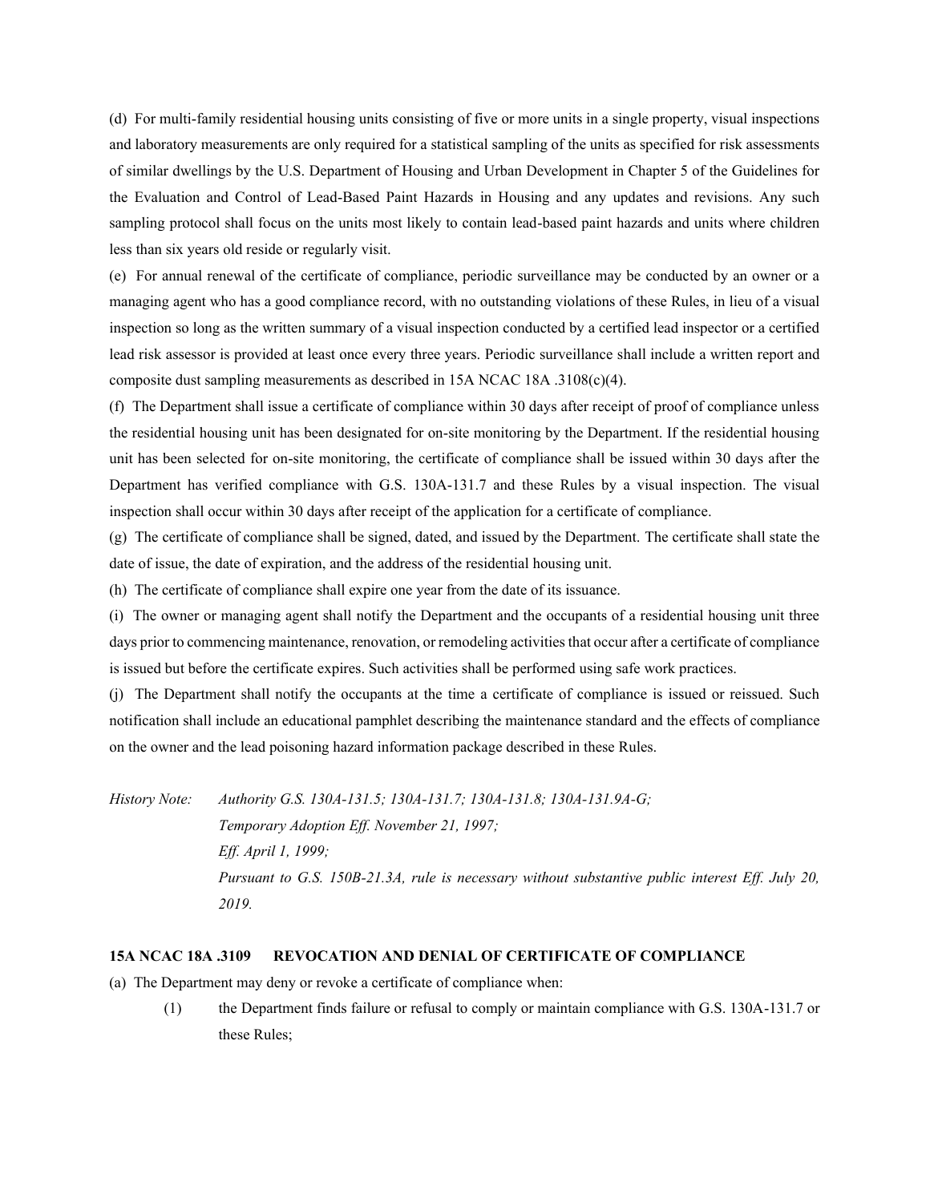(d) For multi-family residential housing units consisting of five or more units in a single property, visual inspections and laboratory measurements are only required for a statistical sampling of the units as specified for risk assessments of similar dwellings by the U.S. Department of Housing and Urban Development in Chapter 5 of the Guidelines for the Evaluation and Control of Lead-Based Paint Hazards in Housing and any updates and revisions. Any such sampling protocol shall focus on the units most likely to contain lead-based paint hazards and units where children less than six years old reside or regularly visit.

(e) For annual renewal of the certificate of compliance, periodic surveillance may be conducted by an owner or a managing agent who has a good compliance record, with no outstanding violations of these Rules, in lieu of a visual inspection so long as the written summary of a visual inspection conducted by a certified lead inspector or a certified lead risk assessor is provided at least once every three years. Periodic surveillance shall include a written report and composite dust sampling measurements as described in 15A NCAC 18A .3108(c)(4).

(f) The Department shall issue a certificate of compliance within 30 days after receipt of proof of compliance unless the residential housing unit has been designated for on-site monitoring by the Department. If the residential housing unit has been selected for on-site monitoring, the certificate of compliance shall be issued within 30 days after the Department has verified compliance with G.S. 130A-131.7 and these Rules by a visual inspection. The visual inspection shall occur within 30 days after receipt of the application for a certificate of compliance.

(g) The certificate of compliance shall be signed, dated, and issued by the Department. The certificate shall state the date of issue, the date of expiration, and the address of the residential housing unit.

(h) The certificate of compliance shall expire one year from the date of its issuance.

(i) The owner or managing agent shall notify the Department and the occupants of a residential housing unit three days prior to commencing maintenance, renovation, or remodeling activities that occur after a certificate of compliance is issued but before the certificate expires. Such activities shall be performed using safe work practices.

(j) The Department shall notify the occupants at the time a certificate of compliance is issued or reissued. Such notification shall include an educational pamphlet describing the maintenance standard and the effects of compliance on the owner and the lead poisoning hazard information package described in these Rules.

*History Note: Authority G.S. 130A-131.5; 130A-131.7; 130A-131.8; 130A-131.9A-G;*
*Temporary Adoption Eff. November 21, 1997;*
*Eff. April 1, 1999;*
*Pursuant to G.S. 150B-21.3A, rule is necessary without substantive public interest Eff. July 20, 2019.*

**15A NCAC 18A .3109 REVOCATION AND DENIAL OF CERTIFICATE OF COMPLIANCE**

(a) The Department may deny or revoke a certificate of compliance when:

(1) the Department finds failure or refusal to comply or maintain compliance with G.S. 130A-131.7 or these Rules;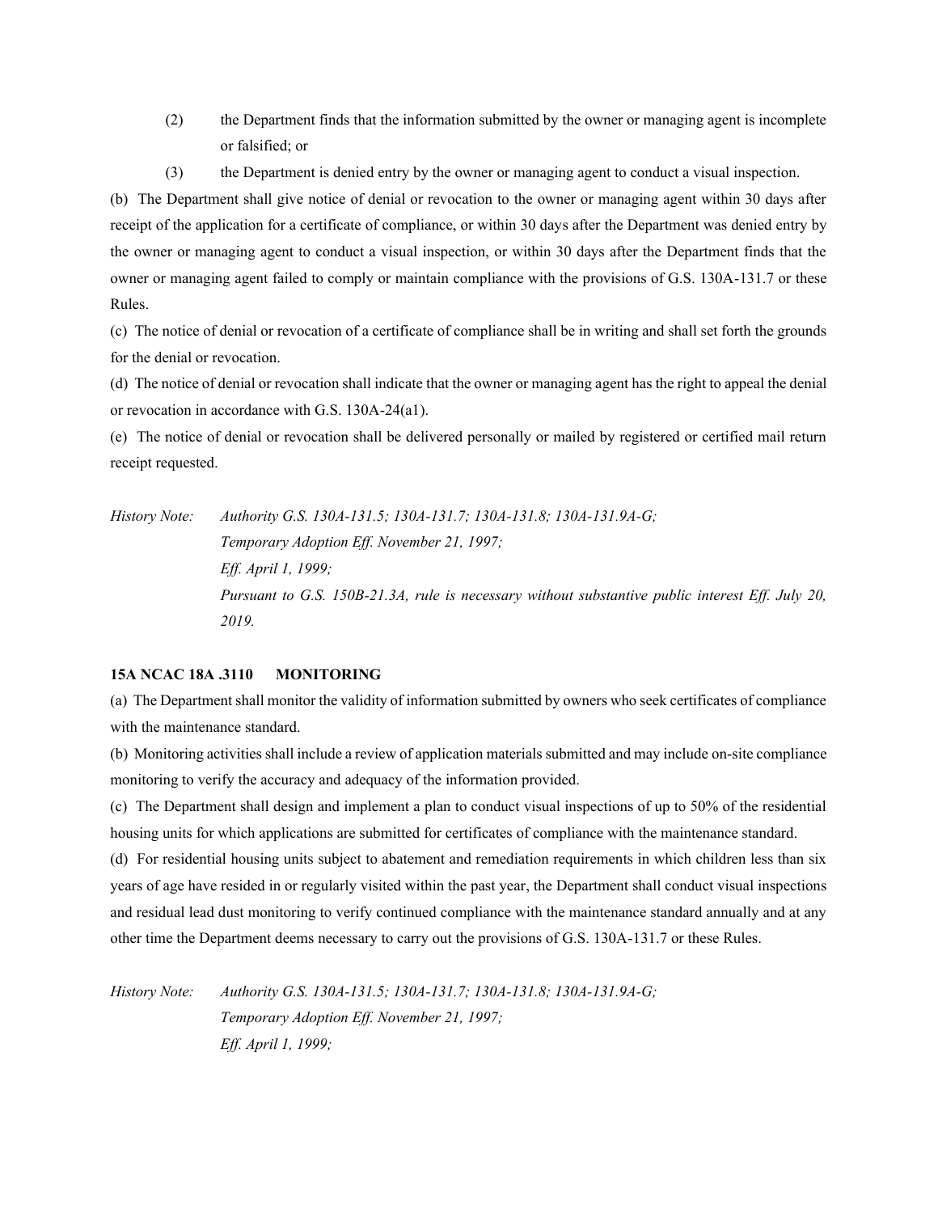(2) the Department finds that the information submitted by the owner or managing agent is incomplete or falsified; or

(3) the Department is denied entry by the owner or managing agent to conduct a visual inspection.

(b) The Department shall give notice of denial or revocation to the owner or managing agent within 30 days after receipt of the application for a certificate of compliance, or within 30 days after the Department was denied entry by the owner or managing agent to conduct a visual inspection, or within 30 days after the Department finds that the owner or managing agent failed to comply or maintain compliance with the provisions of G.S. 130A-131.7 or these Rules.

(c) The notice of denial or revocation of a certificate of compliance shall be in writing and shall set forth the grounds for the denial or revocation.

(d) The notice of denial or revocation shall indicate that the owner or managing agent has the right to appeal the denial or revocation in accordance with G.S. 130A-24(a1).

(e) The notice of denial or revocation shall be delivered personally or mailed by registered or certified mail return receipt requested.

*History Note: Authority G.S. 130A-131.5; 130A-131.7; 130A-131.8; 130A-131.9A-G;*
*Temporary Adoption Eff. November 21, 1997;*
*Eff. April 1, 1999;*
*Pursuant to G.S. 150B-21.3A, rule is necessary without substantive public interest Eff. July 20, 2019.*

**15A NCAC 18A .3110 MONITORING**

(a) The Department shall monitor the validity of information submitted by owners who seek certificates of compliance with the maintenance standard.

(b) Monitoring activities shall include a review of application materials submitted and may include on-site compliance monitoring to verify the accuracy and adequacy of the information provided.

(c) The Department shall design and implement a plan to conduct visual inspections of up to 50% of the residential housing units for which applications are submitted for certificates of compliance with the maintenance standard.

(d) For residential housing units subject to abatement and remediation requirements in which children less than six years of age have resided in or regularly visited within the past year, the Department shall conduct visual inspections and residual lead dust monitoring to verify continued compliance with the maintenance standard annually and at any other time the Department deems necessary to carry out the provisions of G.S. 130A-131.7 or these Rules.

*History Note: Authority G.S. 130A-131.5; 130A-131.7; 130A-131.8; 130A-131.9A-G;*
*Temporary Adoption Eff. November 21, 1997;*
*Eff. April 1, 1999;*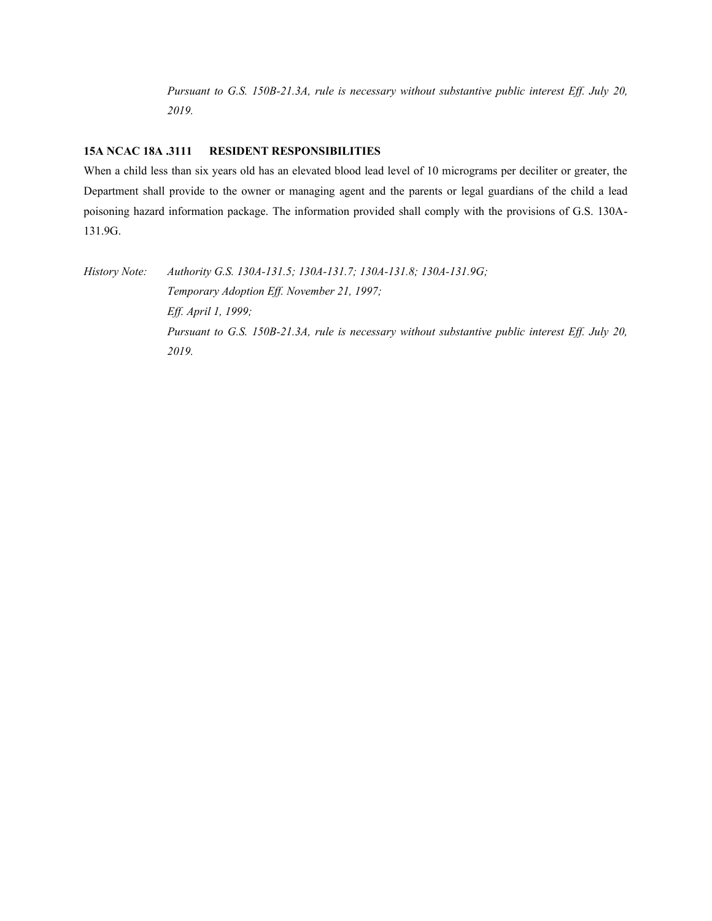*Pursuant to G.S. 150B-21.3A, rule is necessary without substantive public interest Eff. July 20, 2019.*

**15A NCAC 18A .3111 RESIDENT RESPONSIBILITIES**

When a child less than six years old has an elevated blood lead level of 10 micrograms per deciliter or greater, the Department shall provide to the owner or managing agent and the parents or legal guardians of the child a lead poisoning hazard information package. The information provided shall comply with the provisions of G.S. 130A-131.9G.

*History Note: Authority G.S. 130A-131.5; 130A-131.7; 130A-131.8; 130A-131.9G;*
*Temporary Adoption Eff. November 21, 1997;*
*Eff. April 1, 1999;*
*Pursuant to G.S. 150B-21.3A, rule is necessary without substantive public interest Eff. July 20, 2019.*